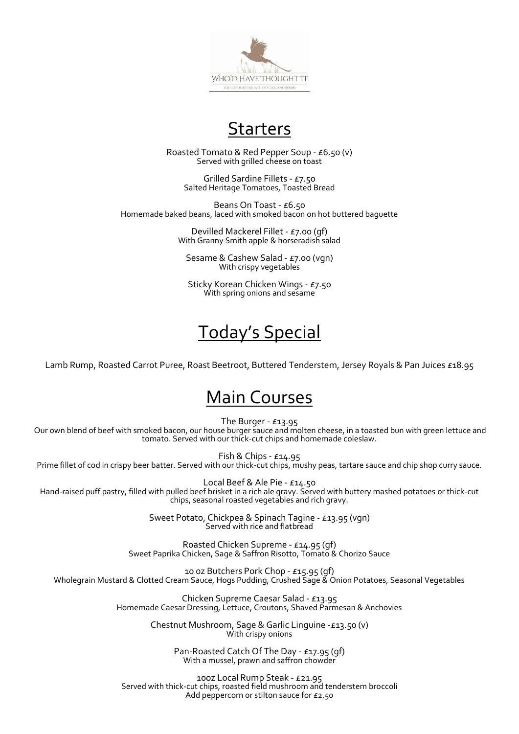WHO'D HAVE THOUGHT IT

16TH CENTURY INN WITH KITCHEN AND ROOMS

# Starters

Roasted Tomato & Red Pepper Soup - £6.50 (v)
Served with grilled cheese on toast

Grilled Sardine Fillets - £7.50
Salted Heritage Tomatoes, Toasted Bread

Beans On Toast - £6.50
Homemade baked beans, laced with smoked bacon on hot buttered baguette

Devilled Mackerel Fillet - £7.00 (gf)
With Granny Smith apple & horseradish salad

Sesame & Cashew Salad - £7.00 (vgn)
With crispy vegetables

Sticky Korean Chicken Wings - £7.50
With spring onions and sesame

# Today's Special

Lamb Rump, Roasted Carrot Puree, Roast Beetroot, Buttered Tenderstem, Jersey Royals & Pan Juices £18.95

# Main Courses

The Burger - £13.95
Our own blend of beef with smoked bacon, our house burger sauce and molten cheese, in a toasted bun with green lettuce and tomato. Served with our thick-cut chips and homemade coleslaw.

Fish & Chips - £14.95
Prime fillet of cod in crispy beer batter. Served with our thick-cut chips, mushy peas, tartare sauce and chip shop curry sauce.

Local Beef & Ale Pie - £14.50
Hand-raised puff pastry, filled with pulled beef brisket in a rich ale gravy. Served with buttery mashed potatoes or thick-cut chips, seasonal roasted vegetables and rich gravy.

Sweet Potato, Chickpea & Spinach Tagine - £13.95 (vgn)
Served with rice and flatbread

Roasted Chicken Supreme - £14.95 (gf)
Sweet Paprika Chicken, Sage & Saffron Risotto, Tomato & Chorizo Sauce

10 oz Butchers Pork Chop - £15.95 (gf)
Wholegrain Mustard & Clotted Cream Sauce, Hogs Pudding, Crushed Sage & Onion Potatoes, Seasonal Vegetables

Chicken Supreme Caesar Salad - £13.95
Homemade Caesar Dressing, Lettuce, Croutons, Shaved Parmesan & Anchovies

Chestnut Mushroom, Sage & Garlic Linguine -£13.50 (v)
With crispy onions

Pan-Roasted Catch Of The Day - £17.95 (gf)
With a mussel, prawn and saffron chowder

10oz Local Rump Steak - £21.95
Served with thick-cut chips, roasted field mushroom and tenderstem broccoli
Add peppercorn or stilton sauce for £2.50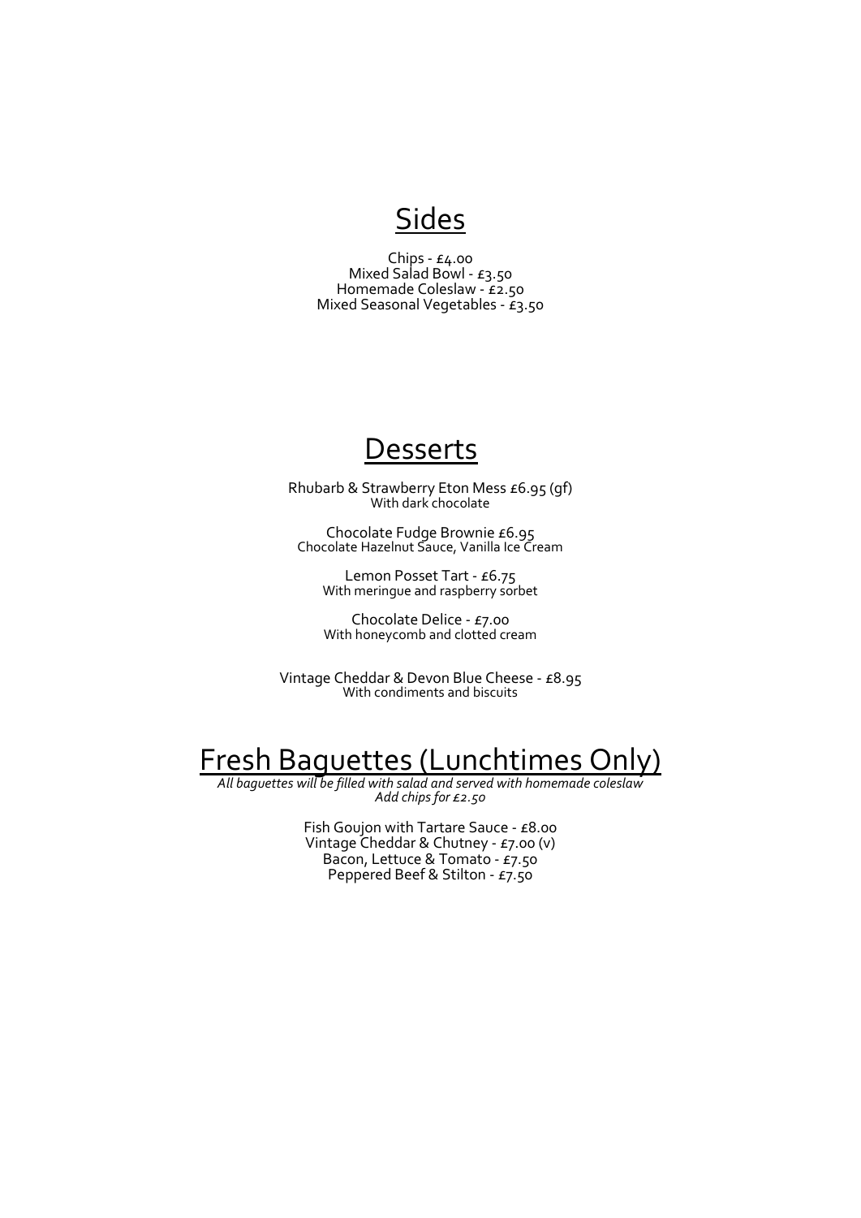## Sides

Chips - £4.00
Mixed Salad Bowl - £3.50
Homemade Coleslaw - £2.50
Mixed Seasonal Vegetables - £3.50

## Desserts

Rhubarb & Strawberry Eton Mess £6.95 (gf)
With dark chocolate

Chocolate Fudge Brownie £6.95
Chocolate Hazelnut Sauce, Vanilla Ice Cream

Lemon Posset Tart - £6.75
With meringue and raspberry sorbet

Chocolate Delice - £7.00
With honeycomb and clotted cream

Vintage Cheddar & Devon Blue Cheese - £8.95
With condiments and biscuits

## Fresh Baguettes (Lunchtimes Only)

*All baguettes will be filled with salad and served with homemade coleslaw*
*Add chips for £2.50*

Fish Goujon with Tartare Sauce - £8.00
Vintage Cheddar & Chutney - £7.00 (v)
Bacon, Lettuce & Tomato - £7.50
Peppered Beef & Stilton - £7.50